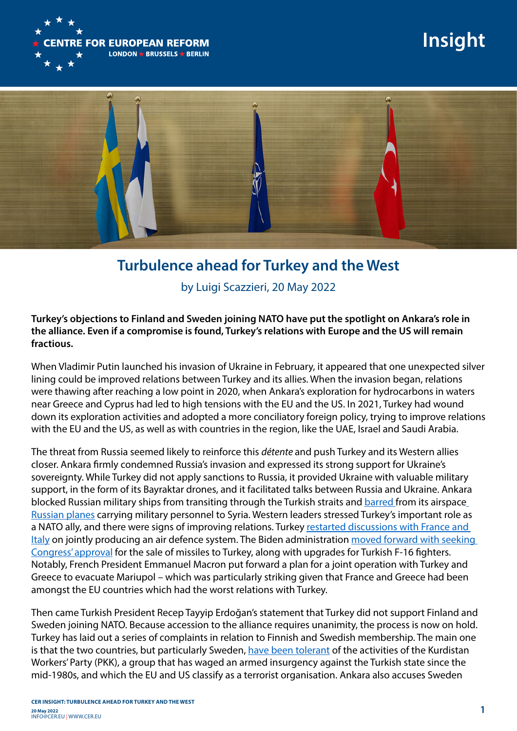# Turbulence ahead for Turkey and the West

by Luigi Scazzieri, 20 May 2022

**Turkey's objections to Finland and Sweden joining NATO have put the spotlight on Ankara's role in the alliance. Even if a compromise is found, Turkey's relations with Europe and the US will remain fractious.**

When Vladimir Putin launched his invasion of Ukraine in February, it appeared that one unexpected silver lining could be improved relations between Turkey and its allies. When the invasion began, relations were thawing after reaching a low point in 2020, when Ankara's exploration for hydrocarbons in waters near Greece and Cyprus had led to high tensions with the EU and the US. In 2021, Turkey had wound down its exploration activities and adopted a more conciliatory foreign policy, trying to improve relations with the EU and the US, as well as with countries in the region, like the UAE, Israel and Saudi Arabia.

The threat from Russia seemed likely to reinforce this *détente* and push Turkey and its Western allies closer. Ankara firmly condemned Russia's invasion and expressed its strong support for Ukraine's sovereignty. While Turkey did not apply sanctions to Russia, it provided Ukraine with valuable military support, in the form of its Bayraktar drones, and it facilitated talks between Russia and Ukraine. Ankara blocked Russian military ships from transiting through the Turkish straits and barred from its airspace Russian planes carrying military personnel to Syria. Western leaders stressed Turkey's important role as a NATO ally, and there were signs of improving relations. Turkey restarted discussions with France and Italy on jointly producing an air defence system. The Biden administration moved forward with seeking Congress' approval for the sale of missiles to Turkey, along with upgrades for Turkish F-16 fighters. Notably, French President Emmanuel Macron put forward a plan for a joint operation with Turkey and Greece to evacuate Mariupol – which was particularly striking given that France and Greece had been amongst the EU countries which had the worst relations with Turkey.

Then came Turkish President Recep Tayyip Erdoğan's statement that Turkey did not support Finland and Sweden joining NATO. Because accession to the alliance requires unanimity, the process is now on hold. Turkey has laid out a series of complaints in relation to Finnish and Swedish membership. The main one is that the two countries, but particularly Sweden, have been tolerant of the activities of the Kurdistan Workers' Party (PKK), a group that has waged an armed insurgency against the Turkish state since the mid-1980s, and which the EU and US classify as a terrorist organisation. Ankara also accuses Sweden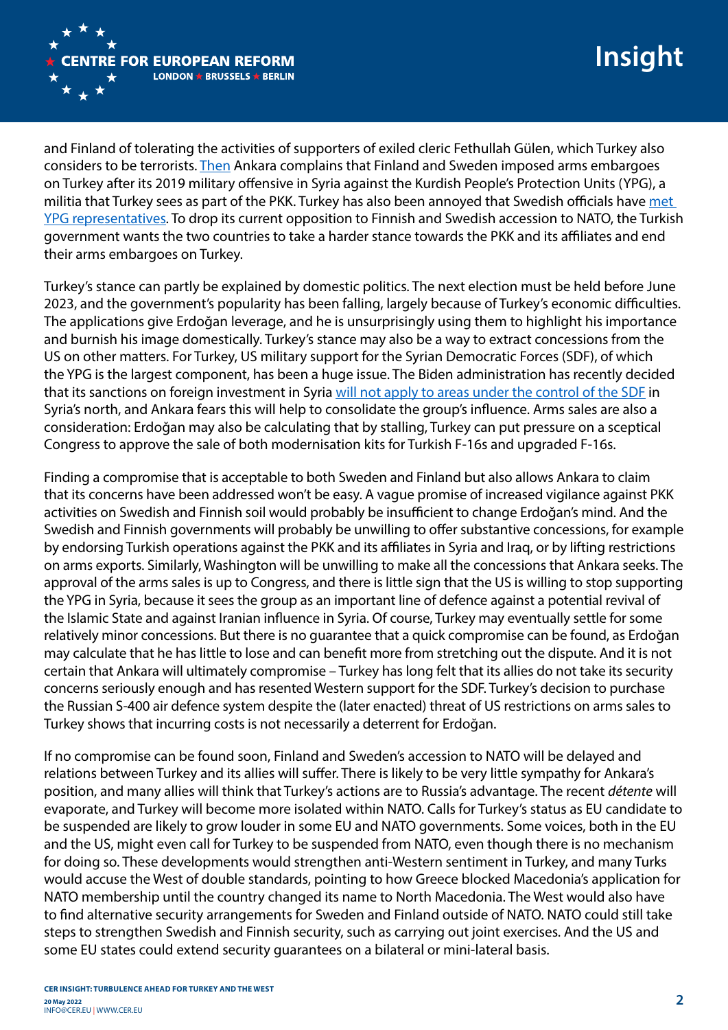and Finland of tolerating the activities of supporters of exiled cleric Fethullah Gülen, which Turkey also considers to be terrorists. [Then](#) Ankara complains that Finland and Sweden imposed arms embargoes on Turkey after its 2019 military offensive in Syria against the Kurdish People's Protection Units (YPG), a militia that Turkey sees as part of the PKK. Turkey has also been annoyed that Swedish officials have [met YPG representatives](#). To drop its current opposition to Finnish and Swedish accession to NATO, the Turkish government wants the two countries to take a harder stance towards the PKK and its affiliates and end their arms embargoes on Turkey.

Turkey's stance can partly be explained by domestic politics. The next election must be held before June 2023, and the government's popularity has been falling, largely because of Turkey's economic difficulties. The applications give Erdoğan leverage, and he is unsurprisingly using them to highlight his importance and burnish his image domestically. Turkey's stance may also be a way to extract concessions from the US on other matters. For Turkey, US military support for the Syrian Democratic Forces (SDF), of which the YPG is the largest component, has been a huge issue. The Biden administration has recently decided that its sanctions on foreign investment in Syria [will not apply to areas under the control of the SDF](#) in Syria's north, and Ankara fears this will help to consolidate the group's influence. Arms sales are also a consideration: Erdoğan may also be calculating that by stalling, Turkey can put pressure on a sceptical Congress to approve the sale of both modernisation kits for Turkish F-16s and upgraded F-16s.

Finding a compromise that is acceptable to both Sweden and Finland but also allows Ankara to claim that its concerns have been addressed won't be easy. A vague promise of increased vigilance against PKK activities on Swedish and Finnish soil would probably be insufficient to change Erdoğan's mind. And the Swedish and Finnish governments will probably be unwilling to offer substantive concessions, for example by endorsing Turkish operations against the PKK and its affiliates in Syria and Iraq, or by lifting restrictions on arms exports. Similarly, Washington will be unwilling to make all the concessions that Ankara seeks. The approval of the arms sales is up to Congress, and there is little sign that the US is willing to stop supporting the YPG in Syria, because it sees the group as an important line of defence against a potential revival of the Islamic State and against Iranian influence in Syria. Of course, Turkey may eventually settle for some relatively minor concessions. But there is no guarantee that a quick compromise can be found, as Erdoğan may calculate that he has little to lose and can benefit more from stretching out the dispute. And it is not certain that Ankara will ultimately compromise – Turkey has long felt that its allies do not take its security concerns seriously enough and has resented Western support for the SDF. Turkey's decision to purchase the Russian S-400 air defence system despite the (later enacted) threat of US restrictions on arms sales to Turkey shows that incurring costs is not necessarily a deterrent for Erdoğan.

If no compromise can be found soon, Finland and Sweden's accession to NATO will be delayed and relations between Turkey and its allies will suffer. There is likely to be very little sympathy for Ankara's position, and many allies will think that Turkey's actions are to Russia's advantage. The recent *détente* will evaporate, and Turkey will become more isolated within NATO. Calls for Turkey's status as EU candidate to be suspended are likely to grow louder in some EU and NATO governments. Some voices, both in the EU and the US, might even call for Turkey to be suspended from NATO, even though there is no mechanism for doing so. These developments would strengthen anti-Western sentiment in Turkey, and many Turks would accuse the West of double standards, pointing to how Greece blocked Macedonia's application for NATO membership until the country changed its name to North Macedonia. The West would also have to find alternative security arrangements for Sweden and Finland outside of NATO. NATO could still take steps to strengthen Swedish and Finnish security, such as carrying out joint exercises. And the US and some EU states could extend security guarantees on a bilateral or mini-lateral basis.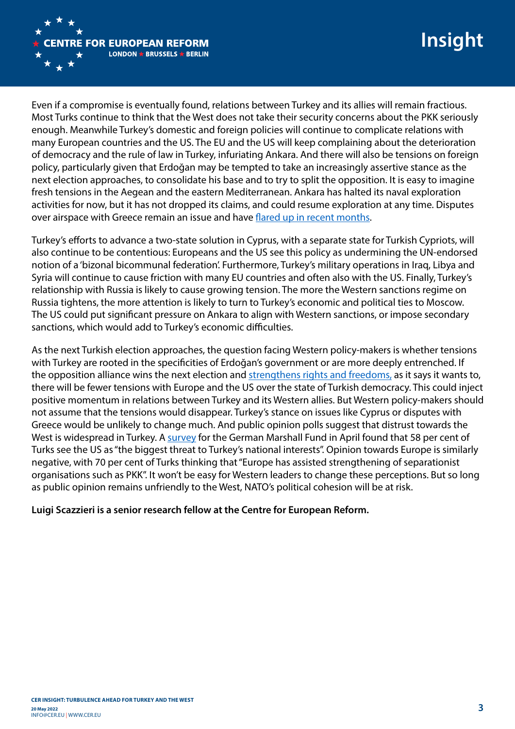Even if a compromise is eventually found, relations between Turkey and its allies will remain fractious. Most Turks continue to think that the West does not take their security concerns about the PKK seriously enough. Meanwhile Turkey's domestic and foreign policies will continue to complicate relations with many European countries and the US. The EU and the US will keep complaining about the deterioration of democracy and the rule of law in Turkey, infuriating Ankara. And there will also be tensions on foreign policy, particularly given that Erdoğan may be tempted to take an increasingly assertive stance as the next election approaches, to consolidate his base and to try to split the opposition. It is easy to imagine fresh tensions in the Aegean and the eastern Mediterranean. Ankara has halted its naval exploration activities for now, but it has not dropped its claims, and could resume exploration at any time. Disputes over airspace with Greece remain an issue and have flared up in recent months.

Turkey's efforts to advance a two-state solution in Cyprus, with a separate state for Turkish Cypriots, will also continue to be contentious: Europeans and the US see this policy as undermining the UN-endorsed notion of a 'bizonal bicommunal federation'. Furthermore, Turkey's military operations in Iraq, Libya and Syria will continue to cause friction with many EU countries and often also with the US. Finally, Turkey's relationship with Russia is likely to cause growing tension. The more the Western sanctions regime on Russia tightens, the more attention is likely to turn to Turkey's economic and political ties to Moscow. The US could put significant pressure on Ankara to align with Western sanctions, or impose secondary sanctions, which would add to Turkey's economic difficulties.

As the next Turkish election approaches, the question facing Western policy-makers is whether tensions with Turkey are rooted in the specificities of Erdoğan's government or are more deeply entrenched. If the opposition alliance wins the next election and strengthens rights and freedoms, as it says it wants to, there will be fewer tensions with Europe and the US over the state of Turkish democracy. This could inject positive momentum in relations between Turkey and its Western allies. But Western policy-makers should not assume that the tensions would disappear. Turkey's stance on issues like Cyprus or disputes with Greece would be unlikely to change much. And public opinion polls suggest that distrust towards the West is widespread in Turkey. A survey for the German Marshall Fund in April found that 58 per cent of Turks see the US as "the biggest threat to Turkey's national interests". Opinion towards Europe is similarly negative, with 70 per cent of Turks thinking that "Europe has assisted strengthening of separationist organisations such as PKK". It won't be easy for Western leaders to change these perceptions. But so long as public opinion remains unfriendly to the West, NATO's political cohesion will be at risk.

**Luigi Scazzieri is a senior research fellow at the Centre for European Reform.**